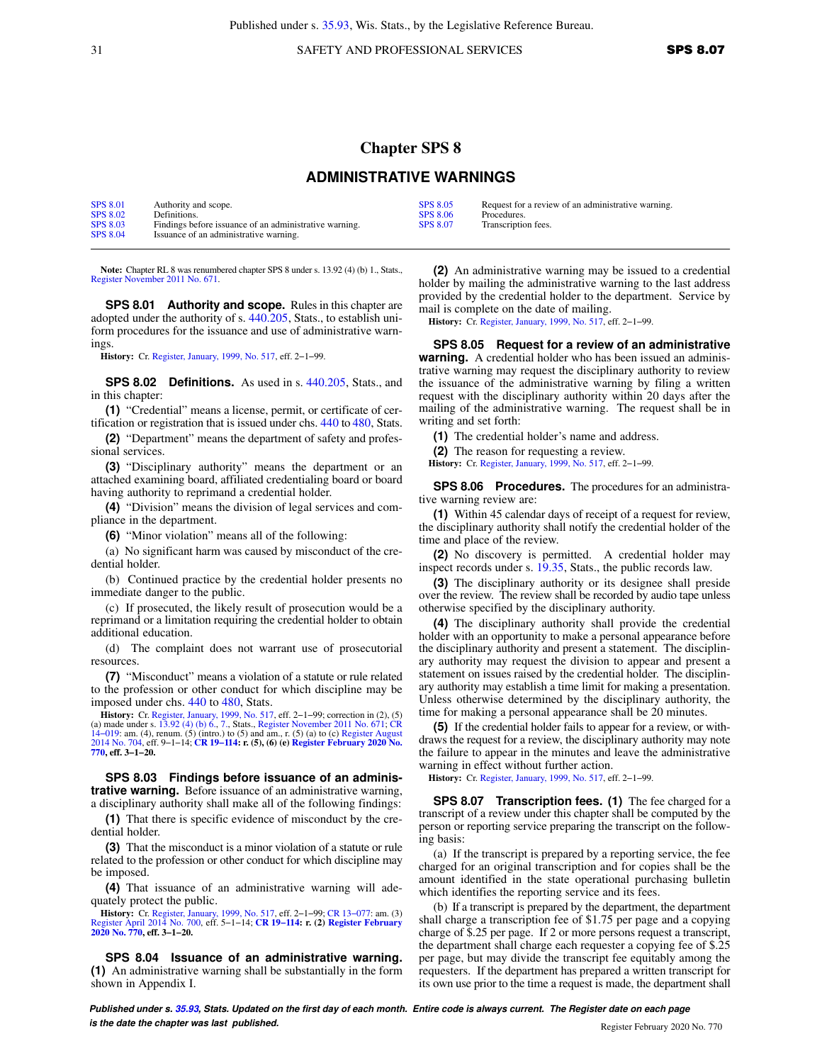# Chapter SPS 8

## ADMINISTRATIVE WARNINGS

| | | | |
|---|---|---|---|
| SPS 8.01 | Authority and scope. | SPS 8.05 | Request for a review of an administrative warning. |
| SPS 8.02 | Definitions. | SPS 8.06 | Procedures. |
| SPS 8.03 | Findings before issuance of an administrative warning. | SPS 8.07 | Transcription fees. |
| SPS 8.04 | Issuance of an administrative warning. | | |

**Note:** Chapter RL 8 was renumbered chapter SPS 8 under s. 13.92 (4) (b) 1., Stats., Register November 2011 No. 671.

**SPS 8.01 Authority and scope.** Rules in this chapter are adopted under the authority of s. 440.205, Stats., to establish uniform procedures for the issuance and use of administrative warnings.

**History:** Cr. Register, January, 1999, No. 517, eff. 2–1–99.

**SPS 8.02 Definitions.** As used in s. 440.205, Stats., and in this chapter:

**(1)** "Credential" means a license, permit, or certificate of certification or registration that is issued under chs. 440 to 480, Stats.

**(2)** "Department" means the department of safety and professional services.

**(3)** "Disciplinary authority" means the department or an attached examining board, affiliated credentialing board or board having authority to reprimand a credential holder.

**(4)** "Division" means the division of legal services and compliance in the department.

**(6)** "Minor violation" means all of the following:

(a) No significant harm was caused by misconduct of the credential holder.

(b) Continued practice by the credential holder presents no immediate danger to the public.

(c) If prosecuted, the likely result of prosecution would be a reprimand or a limitation requiring the credential holder to obtain additional education.

(d) The complaint does not warrant use of prosecutorial resources.

**(7)** "Misconduct" means a violation of a statute or rule related to the profession or other conduct for which discipline may be imposed under chs. 440 to 480, Stats.

**History:** Cr. Register, January, 1999, No. 517, eff. 2–1–99; correction in (2), (5) (a) made under s. 13.92 (4) (b) 6., 7., Stats., Register November 2011 No. 671; CR 14–019: am. (4), renum. (5) (intro.) to (5) and am., r. (5) (a) to (c) Register August 2014 No. 704, eff. 9–1–14; **CR 19–114: r. (5), (6) (e) Register February 2020 No. 770, eff. 3–1–20.**

**SPS 8.03 Findings before issuance of an administrative warning.** Before issuance of an administrative warning, a disciplinary authority shall make all of the following findings:

**(1)** That there is specific evidence of misconduct by the credential holder.

**(3)** That the misconduct is a minor violation of a statute or rule related to the profession or other conduct for which discipline may be imposed.

**(4)** That issuance of an administrative warning will adequately protect the public.

**History:** Cr. Register, January, 1999, No. 517, eff. 2–1–99; CR 13–077: am. (3) Register April 2014 No. 700, eff. 5–1–14; **CR 19–114: r. (2) Register February 2020 No. 770, eff. 3–1–20.**

**SPS 8.04 Issuance of an administrative warning. (1)** An administrative warning shall be substantially in the form shown in Appendix I.

**(2)** An administrative warning may be issued to a credential holder by mailing the administrative warning to the last address provided by the credential holder to the department. Service by mail is complete on the date of mailing.

**History:** Cr. Register, January, 1999, No. 517, eff. 2–1–99.

**SPS 8.05 Request for a review of an administrative warning.** A credential holder who has been issued an administrative warning may request the disciplinary authority to review the issuance of the administrative warning by filing a written request with the disciplinary authority within 20 days after the mailing of the administrative warning. The request shall be in writing and set forth:

**(1)** The credential holder's name and address.

**(2)** The reason for requesting a review.

**History:** Cr. Register, January, 1999, No. 517, eff. 2–1–99.

**SPS 8.06 Procedures.** The procedures for an administrative warning review are:

**(1)** Within 45 calendar days of receipt of a request for review, the disciplinary authority shall notify the credential holder of the time and place of the review.

**(2)** No discovery is permitted. A credential holder may inspect records under s. 19.35, Stats., the public records law.

**(3)** The disciplinary authority or its designee shall preside over the review. The review shall be recorded by audio tape unless otherwise specified by the disciplinary authority.

**(4)** The disciplinary authority shall provide the credential holder with an opportunity to make a personal appearance before the disciplinary authority and present a statement. The disciplinary authority may request the division to appear and present a statement on issues raised by the credential holder. The disciplinary authority may establish a time limit for making a presentation. Unless otherwise determined by the disciplinary authority, the time for making a personal appearance shall be 20 minutes.

**(5)** If the credential holder fails to appear for a review, or withdraws the request for a review, the disciplinary authority may note the failure to appear in the minutes and leave the administrative warning in effect without further action.

**History:** Cr. Register, January, 1999, No. 517, eff. 2–1–99.

**SPS 8.07 Transcription fees. (1)** The fee charged for a transcript of a review under this chapter shall be computed by the person or reporting service preparing the transcript on the following basis:

(a) If the transcript is prepared by a reporting service, the fee charged for an original transcription and for copies shall be the amount identified in the state operational purchasing bulletin which identifies the reporting service and its fees.

(b) If a transcript is prepared by the department, the department shall charge a transcription fee of $1.75 per page and a copying charge of $.25 per page. If 2 or more persons request a transcript, the department shall charge each requester a copying fee of $.25 per page, but may divide the transcript fee equitably among the requesters. If the department has prepared a written transcript for its own use prior to the time a request is made, the department shall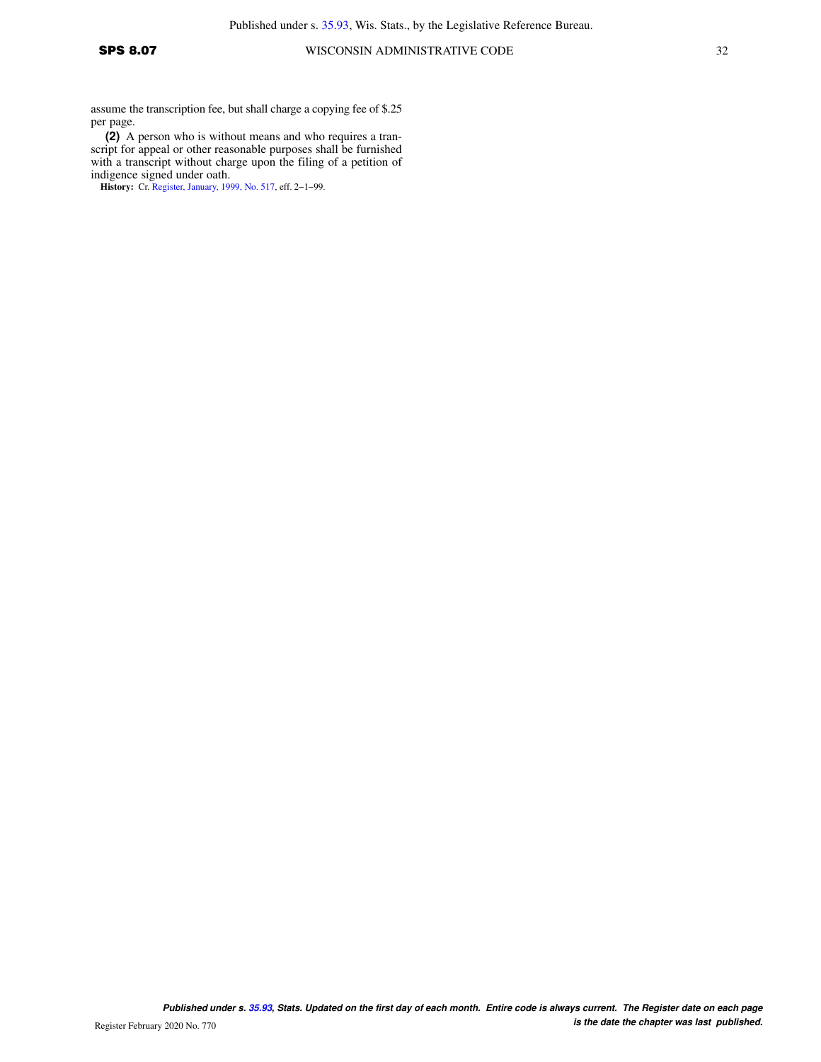assume the transcription fee, but shall charge a copying fee of $.25 per page.

**(2)** A person who is without means and who requires a transcript for appeal or other reasonable purposes shall be furnished with a transcript without charge upon the filing of a petition of indigence signed under oath.

**History:** Cr. Register, January, 1999, No. 517, eff. 2–1–99.